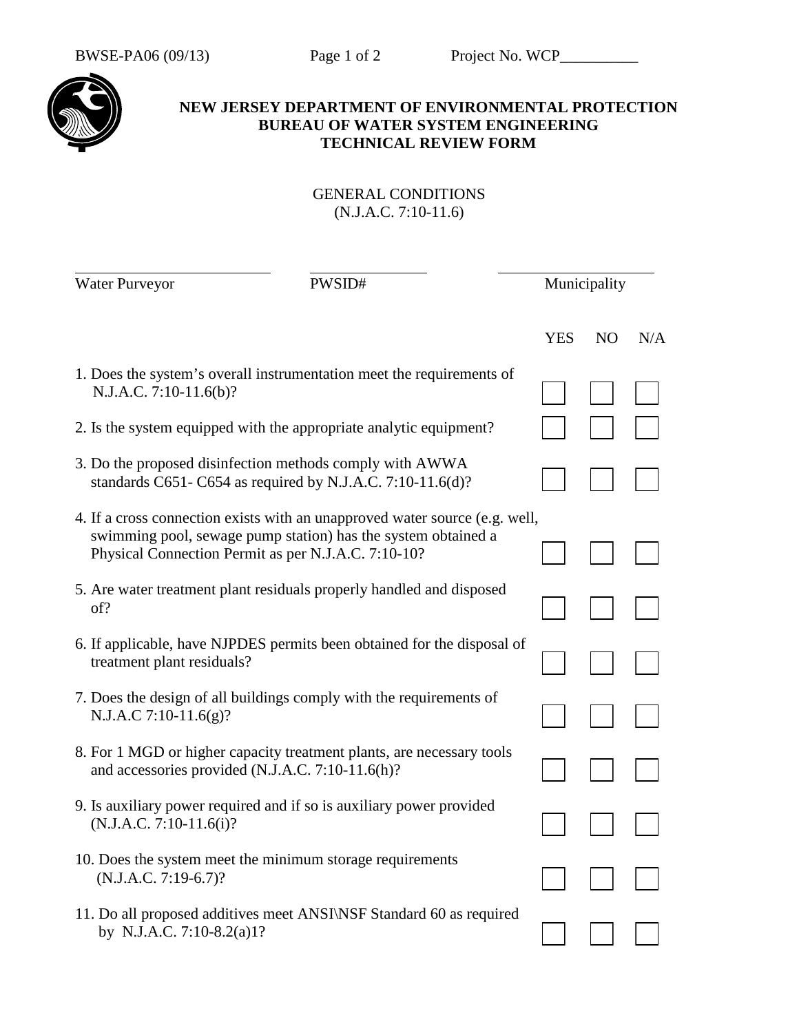BWSE-PA06 (09/13) Project No. WCP__________

**NEW JERSEY DEPARTMENT OF ENVIRONMENTAL PROTECTION**
**BUREAU OF WATER SYSTEM ENGINEERING**
**TECHNICAL REVIEW FORM**

GENERAL CONDITIONS
(N.J.A.C. 7:10-11.6)

| ______________________ | ______________ | ____________________ |
|---|---|---|
| Water Purveyor | PWSID# | Municipality |

| | YES | NO | N/A |
|---|---|---|---|
| 1. Does the system's overall instrumentation meet the requirements of N.J.A.C. 7:10-11.6(b)? | ☐ | ☐ | ☐ |
| 2. Is the system equipped with the appropriate analytic equipment? | ☐ | ☐ | ☐ |
| 3. Do the proposed disinfection methods comply with AWWA standards C651- C654 as required by N.J.A.C. 7:10-11.6(d)? | ☐ | ☐ | ☐ |
| 4. If a cross connection exists with an unapproved water source (e.g. well, swimming pool, sewage pump station) has the system obtained a Physical Connection Permit as per N.J.A.C. 7:10-10? | ☐ | ☐ | ☐ |
| 5. Are water treatment plant residuals properly handled and disposed of? | ☐ | ☐ | ☐ |
| 6. If applicable, have NJPDES permits been obtained for the disposal of treatment plant residuals? | ☐ | ☐ | ☐ |
| 7. Does the design of all buildings comply with the requirements of N.J.A.C 7:10-11.6(g)? | ☐ | ☐ | ☐ |
| 8. For 1 MGD or higher capacity treatment plants, are necessary tools and accessories provided (N.J.A.C. 7:10-11.6(h)? | ☐ | ☐ | ☐ |
| 9. Is auxiliary power required and if so is auxiliary power provided (N.J.A.C. 7:10-11.6(i)? | ☐ | ☐ | ☐ |
| 10. Does the system meet the minimum storage requirements (N.J.A.C. 7:19-6.7)? | ☐ | ☐ | ☐ |
| 11. Do all proposed additives meet ANSI\NSF Standard 60 as required by N.J.A.C. 7:10-8.2(a)1? | ☐ | ☐ | ☐ |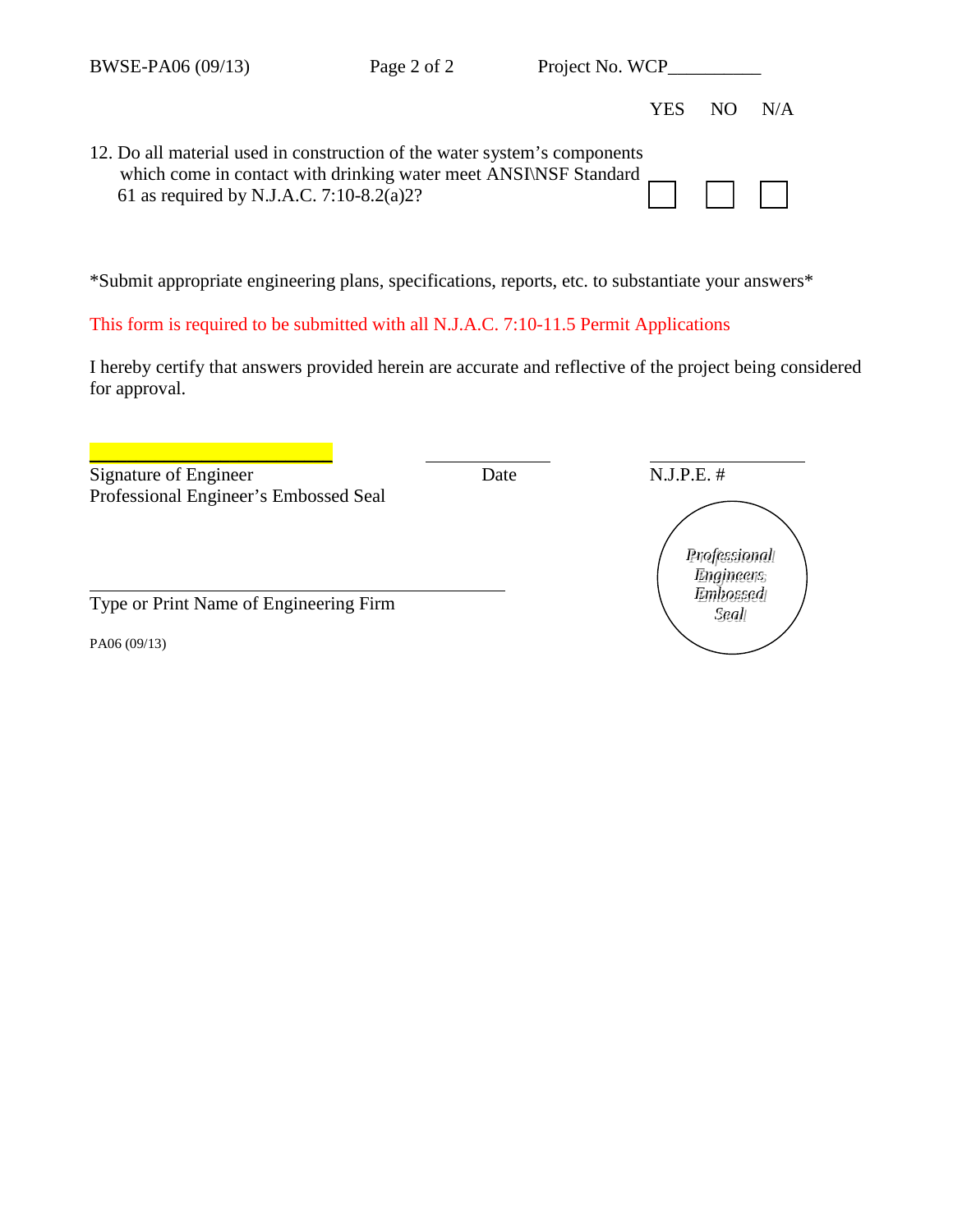| | YES | NO | N/A |
|---|---|---|---|
| 12. Do all material used in construction of the water system's components which come in contact with drinking water meet ANSI\NSF Standard 61 as required by N.J.A.C. 7:10-8.2(a)2? | ☐ | ☐ | ☐ |

*Submit appropriate engineering plans, specifications, reports, etc. to substantiate your answers*

This form is required to be submitted with all N.J.A.C. 7:10-11.5 Permit Applications

I hereby certify that answers provided herein are accurate and reflective of the project being considered for approval.

______________________ ______________ ________________

Signature of Engineer Date N.J.P.E. #

Professional Engineer's Embossed Seal

Professional Engineers Embossed Seal

________________________________________

Type or Print Name of Engineering Firm

PA06 (09/13)